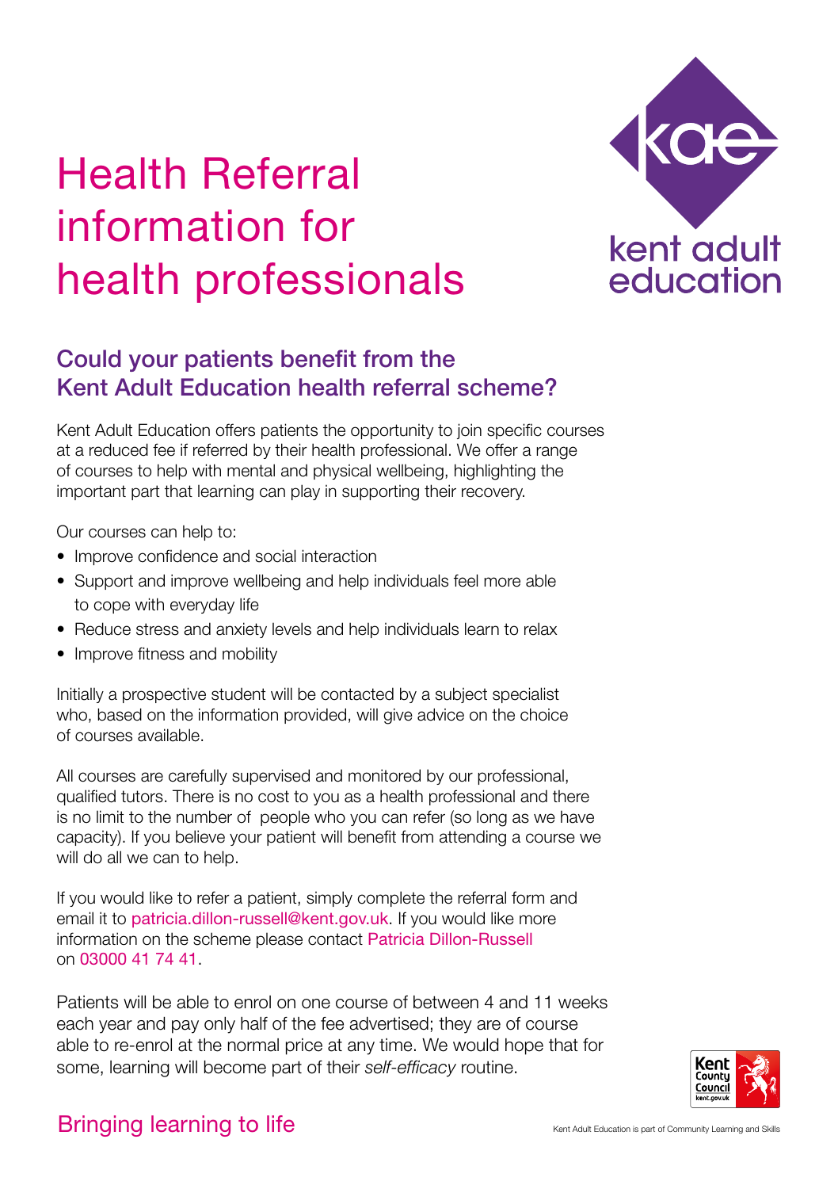# Health Referral information for health professionals

kent adult education

## Could your patients benefit from the Kent Adult Education health referral scheme?

Kent Adult Education offers patients the opportunity to join specific courses at a reduced fee if referred by their health professional. We offer a range of courses to help with mental and physical wellbeing, highlighting the important part that learning can play in supporting their recovery.

Our courses can help to:

- Improve confidence and social interaction
- Support and improve wellbeing and help individuals feel more able to cope with everyday life
- Reduce stress and anxiety levels and help individuals learn to relax
- Improve fitness and mobility

Initially a prospective student will be contacted by a subject specialist who, based on the information provided, will give advice on the choice of courses available.

All courses are carefully supervised and monitored by our professional, qualified tutors. There is no cost to you as a health professional and there is no limit to the number of people who you can refer (so long as we have capacity). If you believe your patient will benefit from attending a course we will do all we can to help.

If you would like to refer a patient, simply complete the referral form and email it to patricia.dillon-russell@kent.gov.uk. If you would like more information on the scheme please contact Patricia Dillon-Russell on 03000 41 74 41.

Patients will be able to enrol on one course of between 4 and 11 weeks each year and pay only half of the fee advertised; they are of course able to re-enrol at the normal price at any time. We would hope that for some, learning will become part of their *self-efficacy* routine.

Kent County Council kent.gov.uk

Bringing learning to life

Kent Adult Education is part of Community Learning and Skills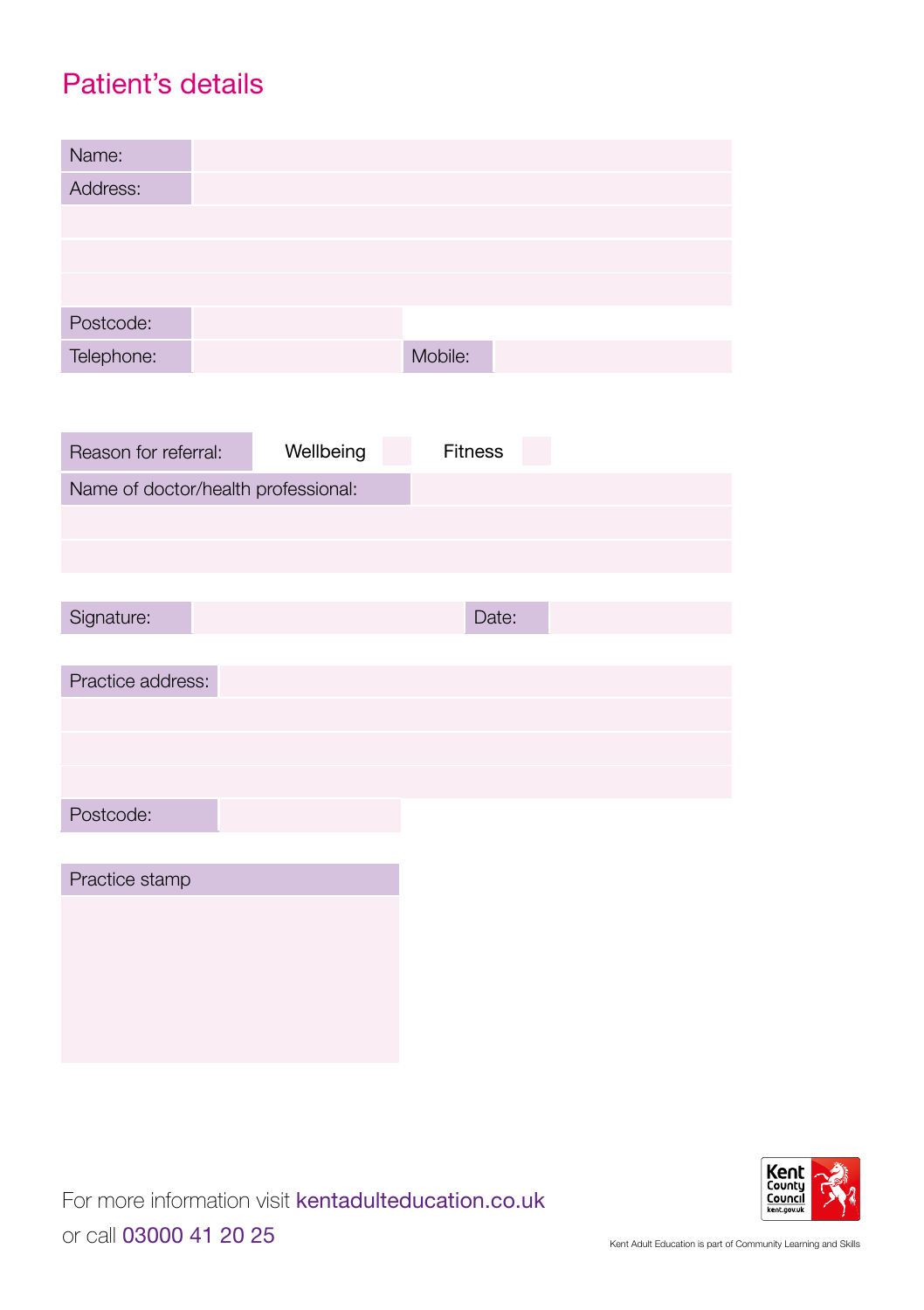## Patient's details

| | |
|---|---|
| Name: | |
| Address: | |
| | |
| | |
| | |
| Postcode: | |

| | | | |
|---|---|---|---|
| Telephone: | | Mobile: | |

| | | | | |
|---|---|---|---|---|
| Reason for referral: | Wellbeing | ☐ | Fitness | ☐ |

| | |
|---|---|
| Name of doctor/health professional: | |
| | |
| | |

| | | | |
|---|---|---|---|
| Signature: | | Date: | |

| | |
|---|---|
| Practice address: | |
| | |
| | |
| | |
| Postcode: | |

| Practice stamp |
|---|
| |

For more information visit kentadulteducation.co.uk
or call 03000 41 20 25

Kent County Council
kent.gov.uk

Kent Adult Education is part of Community Learning and Skills